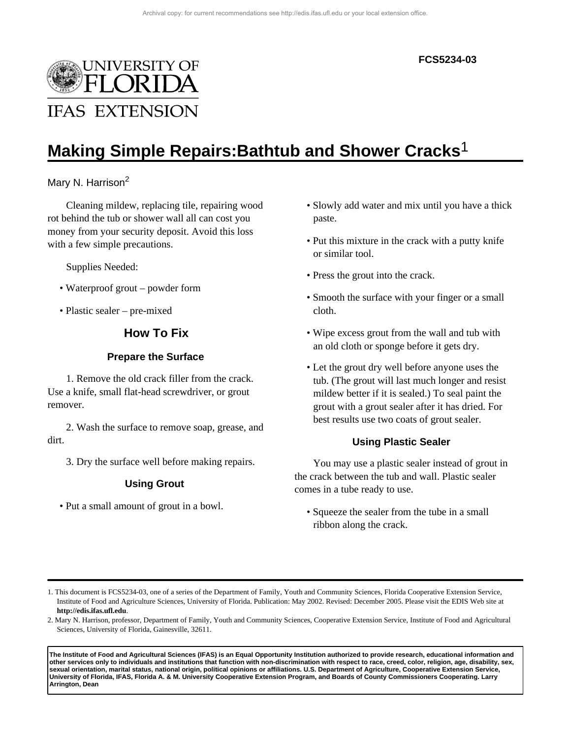Archival copy: for current recommendations see http://edis.ifas.ufl.edu or your local extension office.

FCS5234-03

UNIVERSITY OF FLORIDA
IFAS EXTENSION

# Making Simple Repairs:Bathtub and Shower Cracks[1]

Mary N. Harrison[2]

Cleaning mildew, replacing tile, repairing wood rot behind the tub or shower wall all can cost you money from your security deposit. Avoid this loss with a few simple precautions.

Supplies Needed:

- Waterproof grout – powder form
- Plastic sealer – pre-mixed

## How To Fix

### Prepare the Surface

1. Remove the old crack filler from the crack. Use a knife, small flat-head screwdriver, or grout remover.

2. Wash the surface to remove soap, grease, and dirt.

3. Dry the surface well before making repairs.

### Using Grout

- Put a small amount of grout in a bowl.
- Slowly add water and mix until you have a thick paste.
- Put this mixture in the crack with a putty knife or similar tool.
- Press the grout into the crack.
- Smooth the surface with your finger or a small cloth.
- Wipe excess grout from the wall and tub with an old cloth or sponge before it gets dry.
- Let the grout dry well before anyone uses the tub. (The grout will last much longer and resist mildew better if it is sealed.) To seal paint the grout with a grout sealer after it has dried. For best results use two coats of grout sealer.

### Using Plastic Sealer

You may use a plastic sealer instead of grout in the crack between the tub and wall. Plastic sealer comes in a tube ready to use.

- Squeeze the sealer from the tube in a small ribbon along the crack.

---

1. This document is FCS5234-03, one of a series of the Department of Family, Youth and Community Sciences, Florida Cooperative Extension Service, Institute of Food and Agriculture Sciences, University of Florida. Publication: May 2002. Revised: December 2005. Please visit the EDIS Web site at **http://edis.ifas.ufl.edu**.
2. Mary N. Harrison, professor, Department of Family, Youth and Community Sciences, Cooperative Extension Service, Institute of Food and Agricultural Sciences, University of Florida, Gainesville, 32611.

**The Institute of Food and Agricultural Sciences (IFAS) is an Equal Opportunity Institution authorized to provide research, educational information and other services only to individuals and institutions that function with non-discrimination with respect to race, creed, color, religion, age, disability, sex, sexual orientation, marital status, national origin, political opinions or affiliations. U.S. Department of Agriculture, Cooperative Extension Service, University of Florida, IFAS, Florida A. & M. University Cooperative Extension Program, and Boards of County Commissioners Cooperating. Larry Arrington, Dean**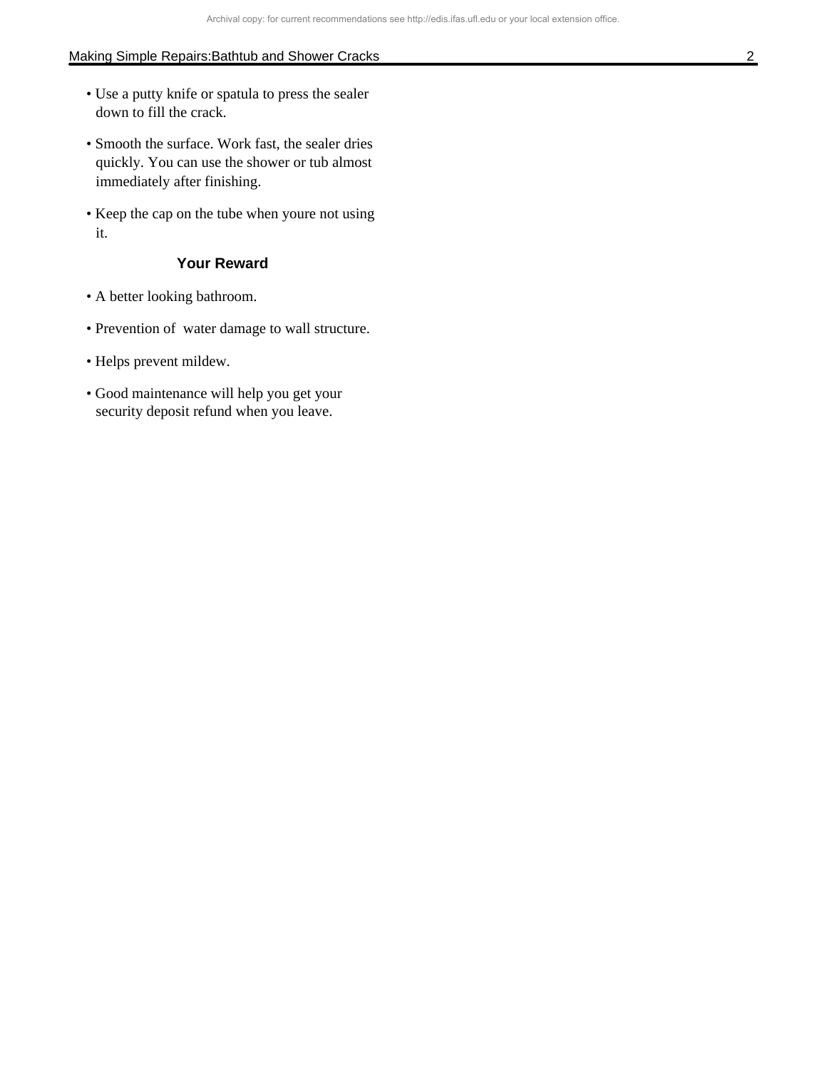- Use a putty knife or spatula to press the sealer down to fill the crack.
- Smooth the surface. Work fast, the sealer dries quickly. You can use the shower or tub almost immediately after finishing.
- Keep the cap on the tube when youre not using it.

### Your Reward

- A better looking bathroom.
- Prevention of water damage to wall structure.
- Helps prevent mildew.
- Good maintenance will help you get your security deposit refund when you leave.